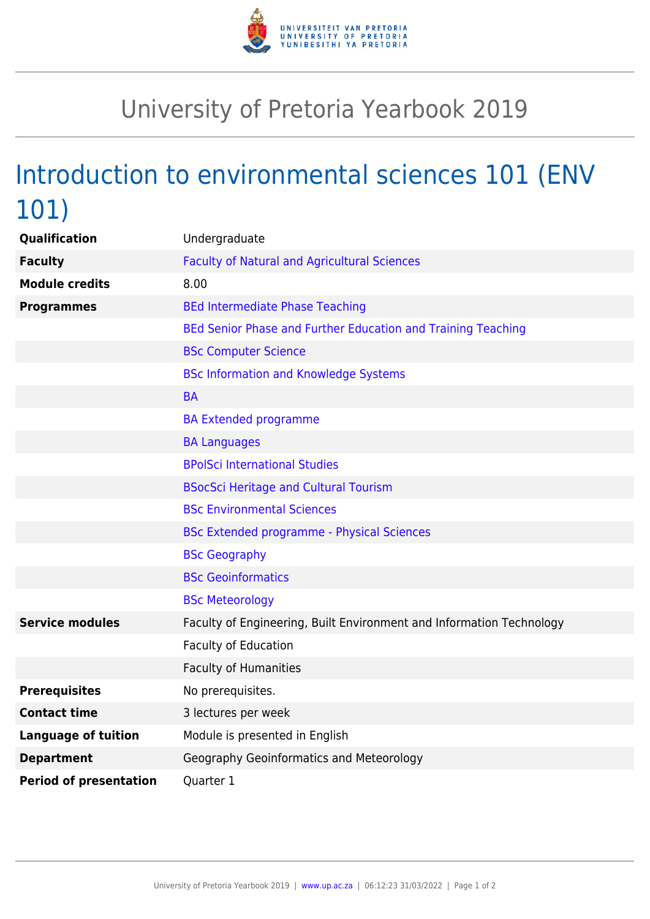# University of Pretoria Yearbook 2019

## Introduction to environmental sciences 101 (ENV 101)

| | |
|---|---|
| **Qualification** | Undergraduate |
| **Faculty** | Faculty of Natural and Agricultural Sciences |
| **Module credits** | 8.00 |
| **Programmes** | BEd Intermediate Phase Teaching |
| | BEd Senior Phase and Further Education and Training Teaching |
| | BSc Computer Science |
| | BSc Information and Knowledge Systems |
| | BA |
| | BA Extended programme |
| | BA Languages |
| | BPolSci International Studies |
| | BSocSci Heritage and Cultural Tourism |
| | BSc Environmental Sciences |
| | BSc Extended programme - Physical Sciences |
| | BSc Geography |
| | BSc Geoinformatics |
| | BSc Meteorology |
| **Service modules** | Faculty of Engineering, Built Environment and Information Technology |
| | Faculty of Education |
| | Faculty of Humanities |
| **Prerequisites** | No prerequisites. |
| **Contact time** | 3 lectures per week |
| **Language of tuition** | Module is presented in English |
| **Department** | Geography Geoinformatics and Meteorology |
| **Period of presentation** | Quarter 1 |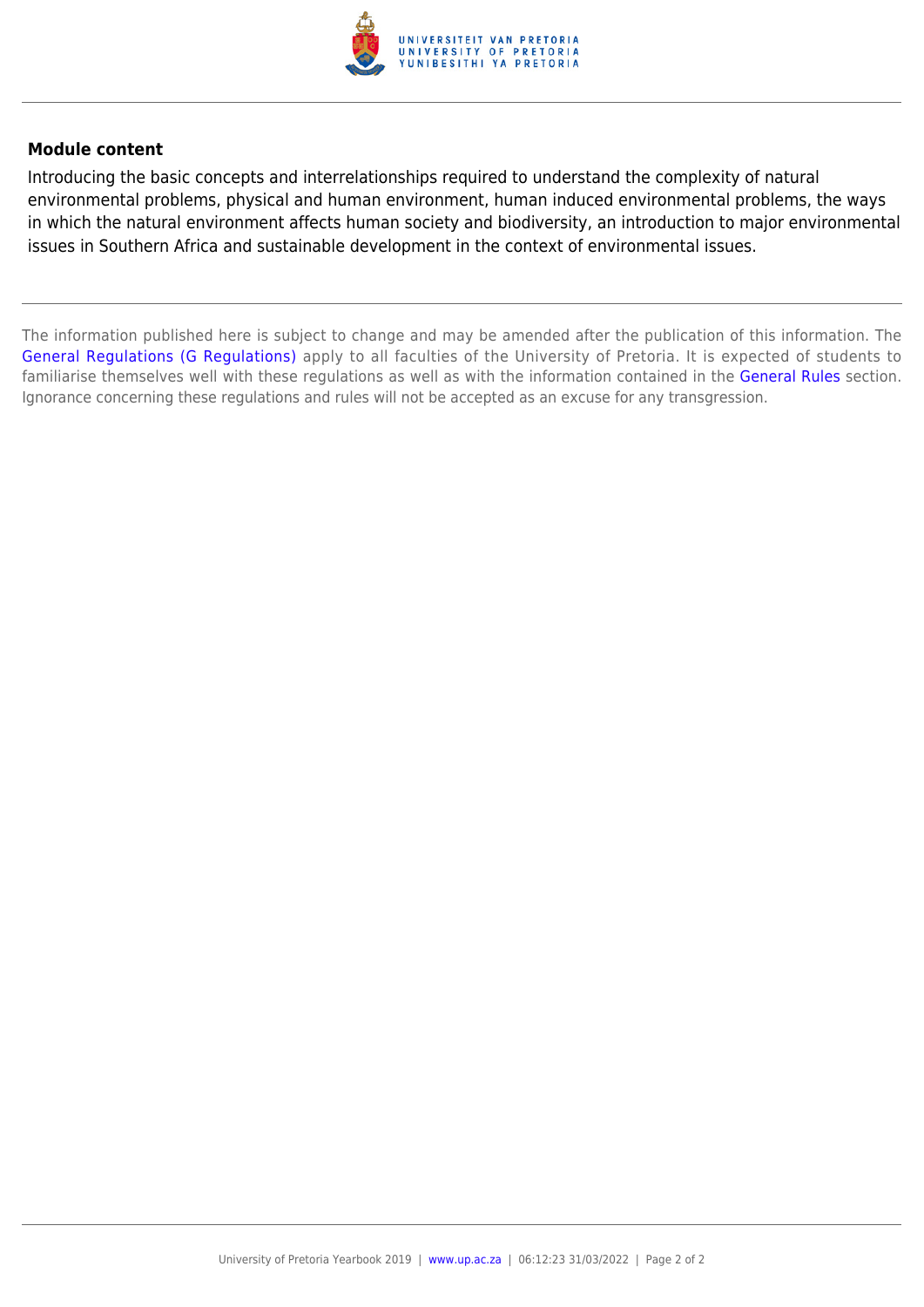### Module content

Introducing the basic concepts and interrelationships required to understand the complexity of natural environmental problems, physical and human environment, human induced environmental problems, the ways in which the natural environment affects human society and biodiversity, an introduction to major environmental issues in Southern Africa and sustainable development in the context of environmental issues.

---

The information published here is subject to change and may be amended after the publication of this information. The General Regulations (G Regulations) apply to all faculties of the University of Pretoria. It is expected of students to familiarise themselves well with these regulations as well as with the information contained in the General Rules section. Ignorance concerning these regulations and rules will not be accepted as an excuse for any transgression.